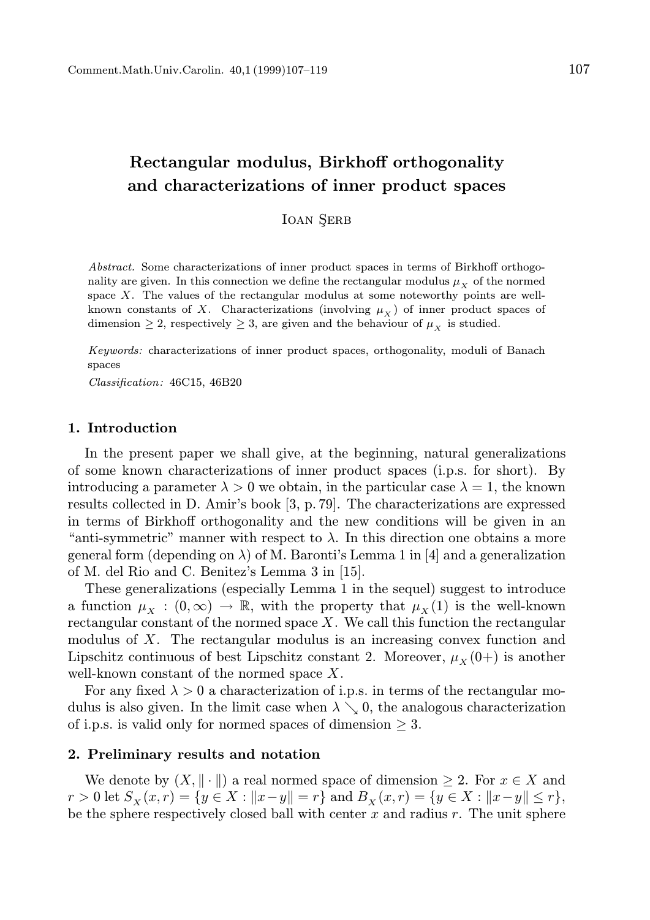# Rectangular modulus, Birkhoff orthogonality and characterizations of inner product spaces

Ioan Şerb

*Abstract.* Some characterizations of inner product spaces in terms of Birkhoff orthogonality are given. In this connection we define the rectangular modulus $\mu_X$ of the normed space $X$. The values of the rectangular modulus at some noteworthy points are well-known constants of $X$. Characterizations (involving $\mu_X$) of inner product spaces of dimension $\geq 2$, respectively $\geq 3$, are given and the behaviour of $\mu_X$ is studied.

*Keywords:* characterizations of inner product spaces, orthogonality, moduli of Banach spaces

*Classification:* 46C15, 46B20

## 1. Introduction

In the present paper we shall give, at the beginning, natural generalizations of some known characterizations of inner product spaces (i.p.s. for short). By introducing a parameter $\lambda > 0$ we obtain, in the particular case $\lambda = 1$, the known results collected in D. Amir's book [3, p. 79]. The characterizations are expressed in terms of Birkhoff orthogonality and the new conditions will be given in an "anti-symmetric" manner with respect to $\lambda$. In this direction one obtains a more general form (depending on $\lambda$) of M. Baronti's Lemma 1 in [4] and a generalization of M. del Rio and C. Benitez's Lemma 3 in [15].

These generalizations (especially Lemma 1 in the sequel) suggest to introduce a function $\mu_X : (0, \infty) \to \mathbb{R}$, with the property that $\mu_X(1)$ is the well-known rectangular constant of the normed space $X$. We call this function the rectangular modulus of $X$. The rectangular modulus is an increasing convex function and Lipschitz continuous of best Lipschitz constant 2. Moreover, $\mu_X(0+)$ is another well-known constant of the normed space $X$.

For any fixed $\lambda > 0$ a characterization of i.p.s. in terms of the rectangular modulus is also given. In the limit case when $\lambda \searrow 0$, the analogous characterization of i.p.s. is valid only for normed spaces of dimension $\geq 3$.

## 2. Preliminary results and notation

We denote by $(X, \|\cdot\|)$ a real normed space of dimension $\geq 2$. For $x \in X$ and $r > 0$ let $S_X(x, r) = \{y \in X : \|x - y\| = r\}$ and $B_X(x, r) = \{y \in X : \|x - y\| \leq r\}$, be the sphere respectively closed ball with center $x$ and radius $r$. The unit sphere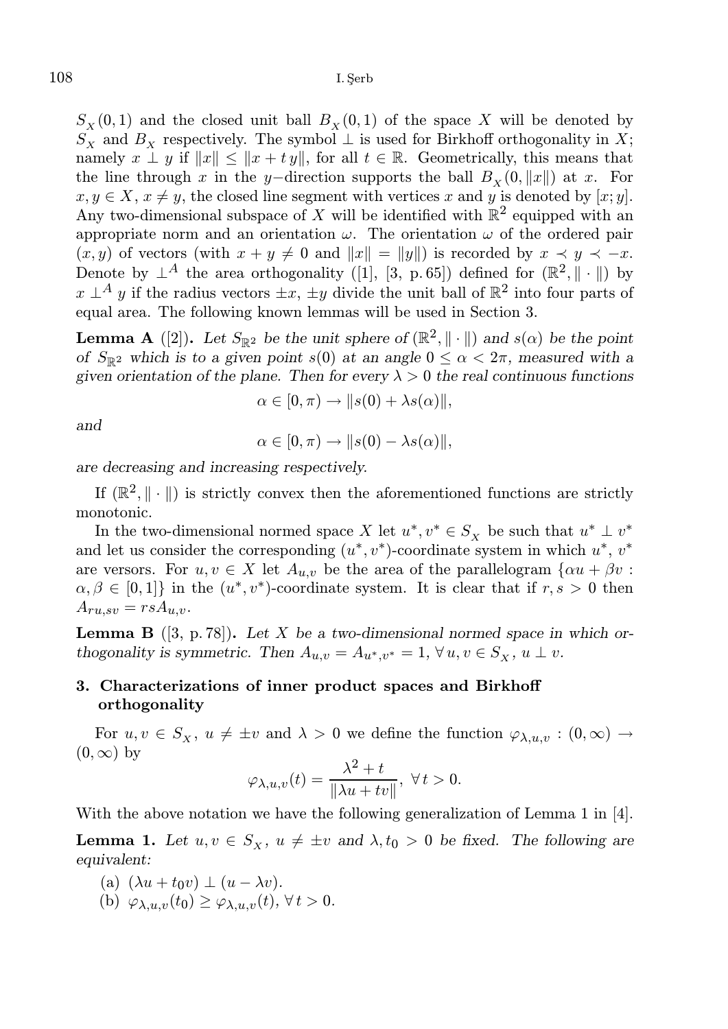$S_X(0,1)$ and the closed unit ball $B_X(0,1)$ of the space $X$ will be denoted by $S_X$ and $B_X$ respectively. The symbol $\perp$ is used for Birkhoff orthogonality in $X$; namely $x \perp y$ if $\|x\| \leq \|x + t\,y\|$, for all $t \in \mathbb{R}$. Geometrically, this means that the line through $x$ in the $y-$direction supports the ball $B_X(0, \|x\|)$ at $x$. For $x, y \in X$, $x \neq y$, the closed line segment with vertices $x$ and $y$ is denoted by $[x; y]$. Any two-dimensional subspace of $X$ will be identified with $\mathbb{R}^2$ equipped with an appropriate norm and an orientation $\omega$. The orientation $\omega$ of the ordered pair $(x, y)$ of vectors (with $x + y \neq 0$ and $\|x\| = \|y\|$) is recorded by $x \prec y \prec -x$. Denote by $\perp^A$ the area orthogonality ([1], [3, p. 65]) defined for $(\mathbb{R}^2, \|\cdot\|)$ by $x \perp^A y$ if the radius vectors $\pm x$, $\pm y$ divide the unit ball of $\mathbb{R}^2$ into four parts of equal area. The following known lemmas will be used in Section 3.

**Lemma A** ([2]). *Let $S_{\mathbb{R}^2}$ be the unit sphere of $(\mathbb{R}^2, \|\cdot\|)$ and $s(\alpha)$ be the point of $S_{\mathbb{R}^2}$ which is to a given point $s(0)$ at an angle $0 \leq \alpha < 2\pi$, measured with a given orientation of the plane. Then for every $\lambda > 0$ the real continuous functions*

$$\alpha \in [0, \pi) \to \|s(0) + \lambda s(\alpha)\|,$$

*and*

$$\alpha \in [0, \pi) \to \|s(0) - \lambda s(\alpha)\|,$$

*are decreasing and increasing respectively.*

If $(\mathbb{R}^2, \|\cdot\|)$ is strictly convex then the aforementioned functions are strictly monotonic.

In the two-dimensional normed space $X$ let $u^*, v^* \in S_X$ be such that $u^* \perp v^*$ and let us consider the corresponding $(u^*, v^*)$-coordinate system in which $u^*$, $v^*$ are versors. For $u, v \in X$ let $A_{u,v}$ be the area of the parallelogram $\{\alpha u + \beta v : \alpha, \beta \in [0,1]\}$ in the $(u^*, v^*)$-coordinate system. It is clear that if $r, s > 0$ then $A_{ru,sv} = rsA_{u,v}$.

**Lemma B** ([3, p. 78]). *Let $X$ be a two-dimensional normed space in which orthogonality is symmetric. Then $A_{u,v} = A_{u^*,v^*} = 1$, $\forall\, u, v \in S_X$, $u \perp v$.*

## 3. Characterizations of inner product spaces and Birkhoff orthogonality

For $u, v \in S_X$, $u \neq \pm v$ and $\lambda > 0$ we define the function $\varphi_{\lambda,u,v} : (0, \infty) \to (0, \infty)$ by

$$\varphi_{\lambda,u,v}(t) = \frac{\lambda^2 + t}{\|\lambda u + tv\|},\ \forall\, t > 0.$$

With the above notation we have the following generalization of Lemma 1 in [4].

**Lemma 1.** *Let $u, v \in S_X$, $u \neq \pm v$ and $\lambda, t_0 > 0$ be fixed. The following are equivalent:*

(a) $(\lambda u + t_0 v) \perp (u - \lambda v)$.

(b) $\varphi_{\lambda,u,v}(t_0) \geq \varphi_{\lambda,u,v}(t)$, $\forall\, t > 0$.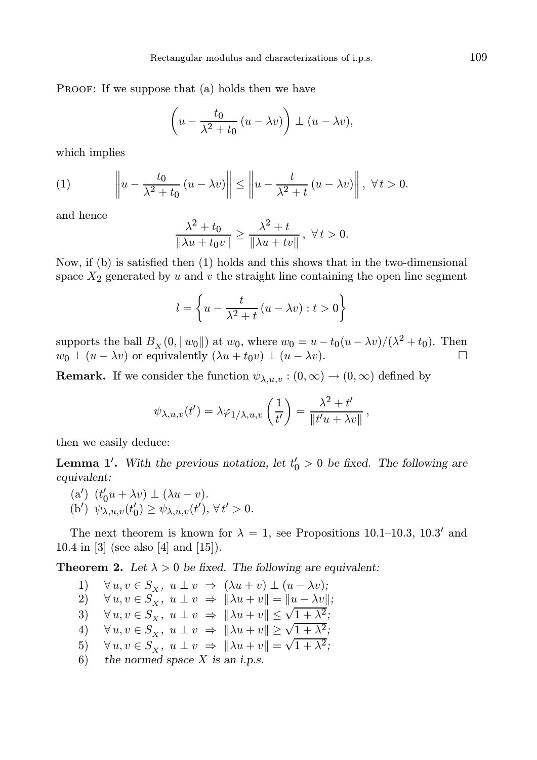PROOF: If we suppose that (a) holds then we have

$$\left(u - \frac{t_0}{\lambda^2 + t_0}\,(u - \lambda v)\right) \perp (u - \lambda v),$$

which implies

$$\left\|u - \frac{t_0}{\lambda^2 + t_0}\,(u - \lambda v)\right\| \leq \left\|u - \frac{t}{\lambda^2 + t}\,(u - \lambda v)\right\|,\ \forall\, t > 0. \tag{1}$$

and hence

$$\frac{\lambda^2 + t_0}{\|\lambda u + t_0 v\|} \geq \frac{\lambda^2 + t}{\|\lambda u + t v\|}\,,\ \forall\, t > 0.$$

Now, if (b) is satisfied then (1) holds and this shows that in the two-dimensional space $X_2$ generated by $u$ and $v$ the straight line containing the open line segment

$$l = \left\{u - \frac{t}{\lambda^2 + t}\,(u - \lambda v) : t > 0\right\}$$

supports the ball $B_X(0, \|w_0\|)$ at $w_0$, where $w_0 = u - t_0(u - \lambda v)/(\lambda^2 + t_0)$. Then $w_0 \perp (u - \lambda v)$ or equivalently $(\lambda u + t_0 v) \perp (u - \lambda v)$. $\square$

**Remark.** If we consider the function $\psi_{\lambda,u,v} : (0, \infty) \to (0, \infty)$ defined by

$$\psi_{\lambda,u,v}(t') = \lambda \varphi_{1/\lambda,u,v}\left(\frac{1}{t'}\right) = \frac{\lambda^2 + t'}{\|t' u + \lambda v\|}\,,$$

then we easily deduce:

**Lemma 1′.** *With the previous notation, let $t_0' > 0$ be fixed. The following are equivalent:*

(a′) $(t_0' u + \lambda v) \perp (\lambda u - v)$.
(b′) $\psi_{\lambda,u,v}(t_0') \geq \psi_{\lambda,u,v}(t')$, $\forall\, t' > 0$.

The next theorem is known for $\lambda = 1$, see Propositions 10.1–10.3, 10.3′ and 10.4 in [3] (see also [4] and [15]).

**Theorem 2.** *Let $\lambda > 0$ be fixed. The following are equivalent:*

1) $\forall\, u, v \in S_X,\ u \perp v \ \Rightarrow\ (\lambda u + v) \perp (u - \lambda v)$;
2) $\forall\, u, v \in S_X,\ u \perp v \ \Rightarrow\ \|\lambda u + v\| = \|u - \lambda v\|$;
3) $\forall\, u, v \in S_X,\ u \perp v \ \Rightarrow\ \|\lambda u + v\| \leq \sqrt{1 + \lambda^2}$;
4) $\forall\, u, v \in S_X,\ u \perp v \ \Rightarrow\ \|\lambda u + v\| \geq \sqrt{1 + \lambda^2}$;
5) $\forall\, u, v \in S_X,\ u \perp v \ \Rightarrow\ \|\lambda u + v\| = \sqrt{1 + \lambda^2}$;
6) *the normed space $X$ is an i.p.s.*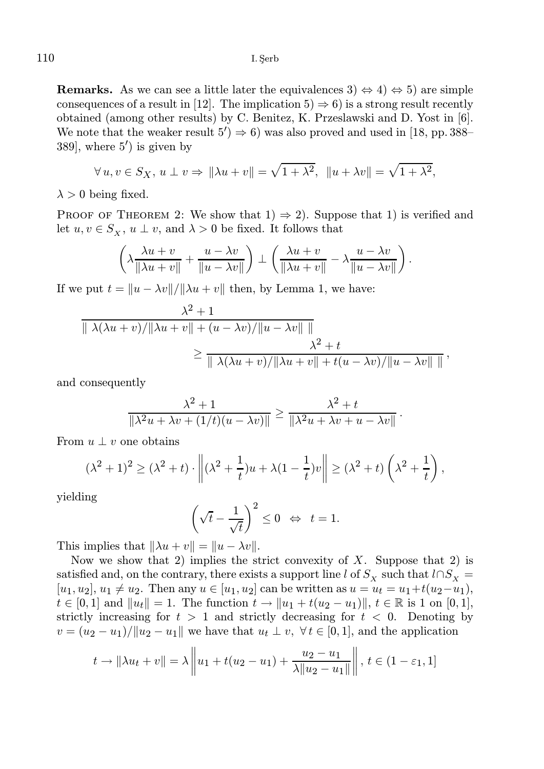**Remarks.** As we can see a little later the equivalences 3) $\Leftrightarrow$ 4) $\Leftrightarrow$ 5) are simple consequences of a result in [12]. The implication 5) $\Rightarrow$ 6) is a strong result recently obtained (among other results) by C. Benitez, K. Przeslawski and D. Yost in [6]. We note that the weaker result $5')$ $\Rightarrow$ 6) was also proved and used in [18, pp. 388–389], where $5')$ is given by

$$\forall\, u, v \in S_X,\ u \perp v \Rightarrow \ \|\lambda u + v\| = \sqrt{1+\lambda^2},\ \ \|u + \lambda v\| = \sqrt{1+\lambda^2},$$

$\lambda > 0$ being fixed.

Proof of Theorem 2: We show that 1) $\Rightarrow$ 2). Suppose that 1) is verified and let $u, v \in S_X$, $u \perp v$, and $\lambda > 0$ be fixed. It follows that

$$\left(\lambda \frac{\lambda u + v}{\|\lambda u + v\|} + \frac{u - \lambda v}{\|u - \lambda v\|}\right) \perp \left(\frac{\lambda u + v}{\|\lambda u + v\|} - \lambda \frac{u - \lambda v}{\|u - \lambda v\|}\right).$$

If we put $t = \|u - \lambda v\| / \|\lambda u + v\|$ then, by Lemma 1, we have:

$$\frac{\lambda^2 + 1}{\|\ \lambda(\lambda u + v)/\|\lambda u + v\| + (u - \lambda v)/\|u - \lambda v\|\ \|} \geq \frac{\lambda^2 + t}{\|\ \lambda(\lambda u + v)/\|\lambda u + v\| + t(u - \lambda v)/\|u - \lambda v\|\ \|},$$

and consequently

$$\frac{\lambda^2 + 1}{\|\lambda^2 u + \lambda v + (1/t)(u - \lambda v)\|} \geq \frac{\lambda^2 + t}{\|\lambda^2 u + \lambda v + u - \lambda v\|}.$$

From $u \perp v$ one obtains

$$(\lambda^2 + 1)^2 \geq (\lambda^2 + t) \cdot \left\|(\lambda^2 + \frac{1}{t})u + \lambda(1 - \frac{1}{t})v\right\| \geq (\lambda^2 + t)\left(\lambda^2 + \frac{1}{t}\right),$$

yielding

$$\left(\sqrt{t} - \frac{1}{\sqrt{t}}\right)^2 \leq 0 \ \Leftrightarrow \ t = 1.$$

This implies that $\|\lambda u + v\| = \|u - \lambda v\|$.

Now we show that 2) implies the strict convexity of $X$. Suppose that 2) is satisfied and, on the contrary, there exists a support line $l$ of $S_X$ such that $l \cap S_X = [u_1, u_2]$, $u_1 \neq u_2$. Then any $u \in [u_1, u_2]$ can be written as $u = u_t = u_1 + t(u_2 - u_1)$, $t \in [0, 1]$ and $\|u_t\| = 1$. The function $t \to \|u_1 + t(u_2 - u_1)\|$, $t \in \mathbb{R}$ is 1 on $[0, 1]$, strictly increasing for $t > 1$ and strictly decreasing for $t < 0$. Denoting by $v = (u_2 - u_1)/\|u_2 - u_1\|$ we have that $u_t \perp v$, $\forall\, t \in [0, 1]$, and the application

$$t \to \|\lambda u_t + v\| = \lambda \left\|u_1 + t(u_2 - u_1) + \frac{u_2 - u_1}{\lambda \|u_2 - u_1\|}\right\|,\ t \in (1 - \varepsilon_1, 1]$$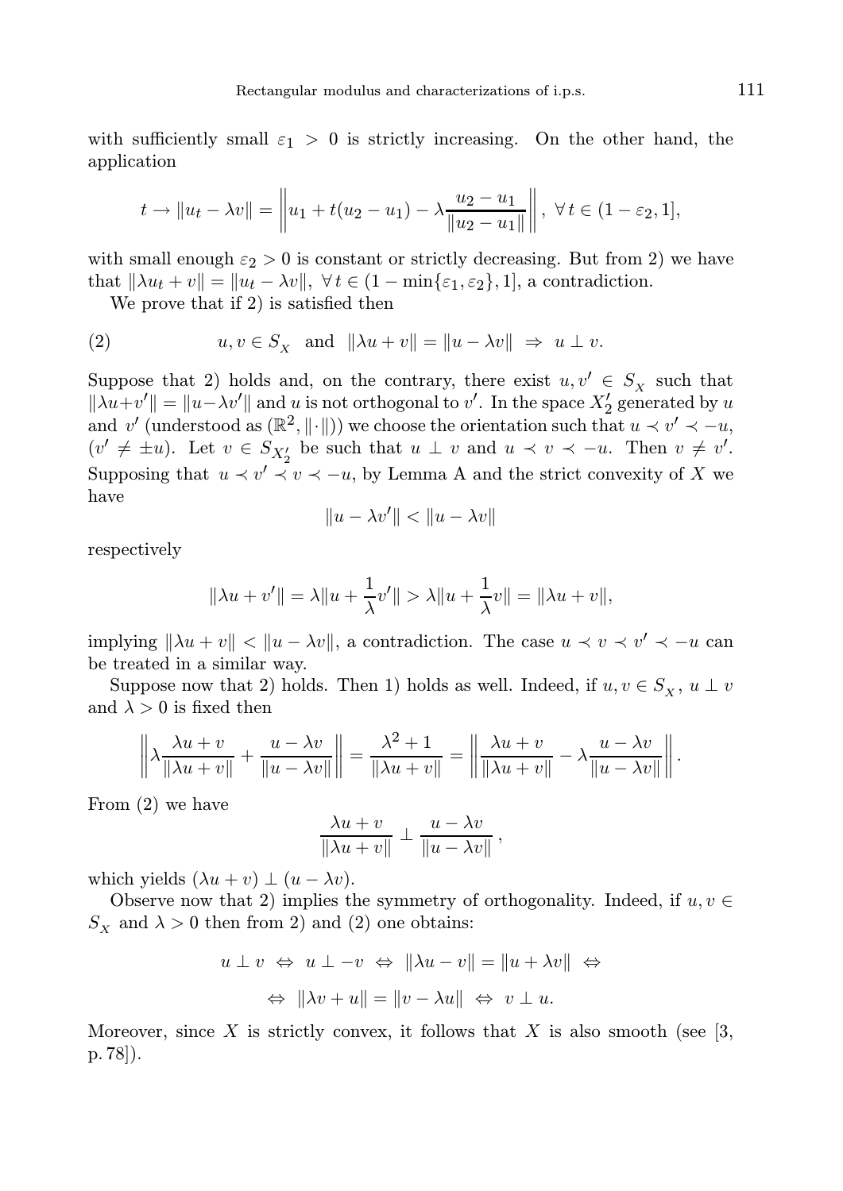with sufficiently small $\varepsilon_1 > 0$ is strictly increasing. On the other hand, the application

$$t \to \|u_t - \lambda v\| = \left\| u_1 + t(u_2 - u_1) - \lambda \frac{u_2 - u_1}{\|u_2 - u_1\|} \right\|, \ \forall\, t \in (1 - \varepsilon_2, 1],$$

with small enough $\varepsilon_2 > 0$ is constant or strictly decreasing. But from 2) we have that $\|\lambda u_t + v\| = \|u_t - \lambda v\|$, $\forall\, t \in (1 - \min\{\varepsilon_1, \varepsilon_2\}, 1]$, a contradiction.

We prove that if 2) is satisfied then

$$u, v \in S_X \ \text{ and } \ \|\lambda u + v\| = \|u - \lambda v\| \ \Rightarrow \ u \perp v. \tag{2}$$

Suppose that 2) holds and, on the contrary, there exist $u, v' \in S_X$ such that $\|\lambda u + v'\| = \|u - \lambda v'\|$ and $u$ is not orthogonal to $v'$. In the space $X_2'$ generated by $u$ and $v'$ (understood as $(\mathbb{R}^2, \|\cdot\|)$) we choose the orientation such that $u \prec v' \prec -u$, $(v' \neq \pm u)$. Let $v \in S_{X_2'}$ be such that $u \perp v$ and $u \prec v \prec -u$. Then $v \neq v'$. Supposing that $u \prec v' \prec v \prec -u$, by Lemma A and the strict convexity of $X$ we have

$$\|u - \lambda v'\| < \|u - \lambda v\|$$

respectively

$$\|\lambda u + v'\| = \lambda \|u + \frac{1}{\lambda} v'\| > \lambda \|u + \frac{1}{\lambda} v\| = \|\lambda u + v\|,$$

implying $\|\lambda u + v\| < \|u - \lambda v\|$, a contradiction. The case $u \prec v \prec v' \prec -u$ can be treated in a similar way.

Suppose now that 2) holds. Then 1) holds as well. Indeed, if $u, v \in S_X$, $u \perp v$ and $\lambda > 0$ is fixed then

$$\left\| \lambda \frac{\lambda u + v}{\|\lambda u + v\|} + \frac{u - \lambda v}{\|u - \lambda v\|} \right\| = \frac{\lambda^2 + 1}{\|\lambda u + v\|} = \left\| \frac{\lambda u + v}{\|\lambda u + v\|} - \lambda \frac{u - \lambda v}{\|u - \lambda v\|} \right\|.$$

From (2) we have

$$\frac{\lambda u + v}{\|\lambda u + v\|} \perp \frac{u - \lambda v}{\|u - \lambda v\|},$$

which yields $(\lambda u + v) \perp (u - \lambda v)$.

Observe now that 2) implies the symmetry of orthogonality. Indeed, if $u, v \in S_X$ and $\lambda > 0$ then from 2) and (2) one obtains:

$$u \perp v \ \Leftrightarrow \ u \perp -v \ \Leftrightarrow \ \|\lambda u - v\| = \|u + \lambda v\| \ \Leftrightarrow$$

$$\Leftrightarrow \ \|\lambda v + u\| = \|v - \lambda u\| \ \Leftrightarrow \ v \perp u.$$

Moreover, since $X$ is strictly convex, it follows that $X$ is also smooth (see [3, p. 78]).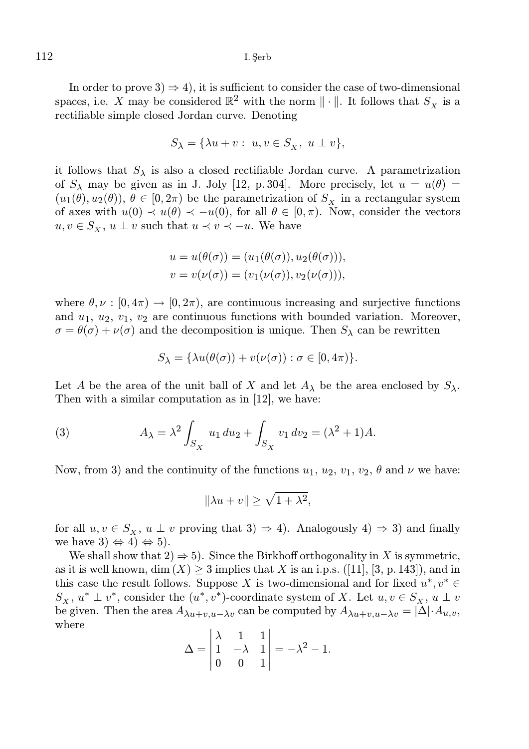In order to prove 3) $\Rightarrow$ 4), it is sufficient to consider the case of two-dimensional spaces, i.e. $X$ may be considered $\mathbb{R}^2$ with the norm $\|\cdot\|$. It follows that $S_X$ is a rectifiable simple closed Jordan curve. Denoting

$$S_\lambda = \{\lambda u + v : \; u, v \in S_X, \; u \perp v\},$$

it follows that $S_\lambda$ is also a closed rectifiable Jordan curve. A parametrization of $S_\lambda$ may be given as in J. Joly [12, p. 304]. More precisely, let $u = u(\theta) = (u_1(\theta), u_2(\theta))$, $\theta \in [0, 2\pi)$ be the parametrization of $S_X$ in a rectangular system of axes with $u(0) \prec u(\theta) \prec -u(0)$, for all $\theta \in [0, \pi)$. Now, consider the vectors $u, v \in S_X$, $u \perp v$ such that $u \prec v \prec -u$. We have

$$u = u(\theta(\sigma)) = (u_1(\theta(\sigma)), u_2(\theta(\sigma))),$$
$$v = v(\nu(\sigma)) = (v_1(\nu(\sigma)), v_2(\nu(\sigma))),$$

where $\theta, \nu : [0, 4\pi) \to [0, 2\pi)$, are continuous increasing and surjective functions and $u_1$, $u_2$, $v_1$, $v_2$ are continuous functions with bounded variation. Moreover, $\sigma = \theta(\sigma) + \nu(\sigma)$ and the decomposition is unique. Then $S_\lambda$ can be rewritten

$$S_\lambda = \{\lambda u(\theta(\sigma)) + v(\nu(\sigma)) : \sigma \in [0, 4\pi)\}.$$

Let $A$ be the area of the unit ball of $X$ and let $A_\lambda$ be the area enclosed by $S_\lambda$. Then with a similar computation as in [12], we have:

$$A_\lambda = \lambda^2 \int_{S_X} u_1 \, du_2 + \int_{S_X} v_1 \, dv_2 = (\lambda^2 + 1)A. \tag{3}$$

Now, from 3) and the continuity of the functions $u_1$, $u_2$, $v_1$, $v_2$, $\theta$ and $\nu$ we have:

$$\|\lambda u + v\| \geq \sqrt{1 + \lambda^2},$$

for all $u, v \in S_X$, $u \perp v$ proving that 3) $\Rightarrow$ 4). Analogously 4) $\Rightarrow$ 3) and finally we have 3) $\Leftrightarrow$ 4) $\Leftrightarrow$ 5).

We shall show that 2) $\Rightarrow$ 5). Since the Birkhoff orthogonality in $X$ is symmetric, as it is well known, $\dim(X) \geq 3$ implies that $X$ is an i.p.s. ([11], [3, p. 143]), and in this case the result follows. Suppose $X$ is two-dimensional and for fixed $u^*, v^* \in S_X$, $u^* \perp v^*$, consider the $(u^*, v^*)$-coordinate system of $X$. Let $u, v \in S_X$, $u \perp v$ be given. Then the area $A_{\lambda u + v, u - \lambda v}$ can be computed by $A_{\lambda u + v, u - \lambda v} = |\Delta| \cdot A_{u,v}$, where

$$\Delta = \begin{vmatrix} \lambda & 1 & 1 \\ 1 & -\lambda & 1 \\ 0 & 0 & 1 \end{vmatrix} = -\lambda^2 - 1.$$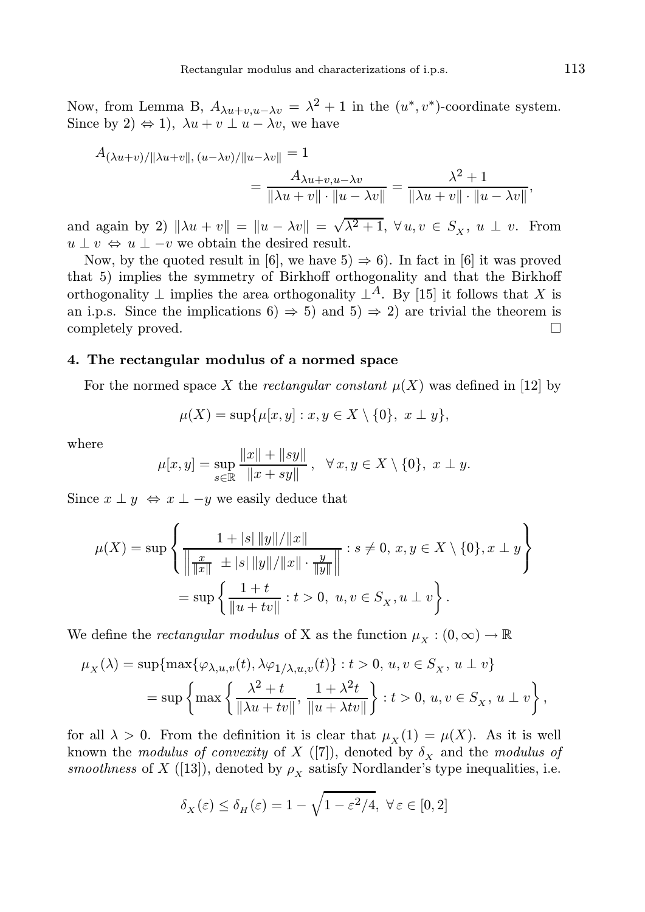Now, from Lemma B, $A_{\lambda u+v,u-\lambda v} = \lambda^2 + 1$ in the $(u^*, v^*)$-coordinate system. Since by 2) $\Leftrightarrow$ 1), $\lambda u + v \perp u - \lambda v$, we have

$$A_{(\lambda u+v)/\|\lambda u+v\|,\,(u-\lambda v)/\|u-\lambda v\|} = 1$$
$$= \frac{A_{\lambda u+v,u-\lambda v}}{\|\lambda u+v\|\cdot\|u-\lambda v\|} = \frac{\lambda^2+1}{\|\lambda u+v\|\cdot\|u-\lambda v\|},$$

and again by 2) $\|\lambda u + v\| = \|u - \lambda v\| = \sqrt{\lambda^2+1}$, $\forall\, u, v \in S_X$, $u \perp v$. From $u \perp v \Leftrightarrow u \perp -v$ we obtain the desired result.

Now, by the quoted result in [6], we have 5) $\Rightarrow$ 6). In fact in [6] it was proved that 5) implies the symmetry of Birkhoff orthogonality and that the Birkhoff orthogonality $\perp$ implies the area orthogonality $\perp^A$. By [15] it follows that $X$ is an i.p.s. Since the implications 6) $\Rightarrow$ 5) and 5) $\Rightarrow$ 2) are trivial the theorem is completely proved. $\square$

## 4. The rectangular modulus of a normed space

For the normed space $X$ the *rectangular constant* $\mu(X)$ was defined in [12] by

$$\mu(X) = \sup\{\mu[x,y] : x, y \in X \setminus \{0\},\ x \perp y\},$$

where

$$\mu[x,y] = \sup_{s\in\mathbb{R}} \frac{\|x\| + \|sy\|}{\|x+sy\|}, \quad \forall\, x, y \in X \setminus \{0\},\ x \perp y.$$

Since $x \perp y \ \Leftrightarrow\ x \perp -y$ we easily deduce that

$$\mu(X) = \sup\left\{ \frac{1 + |s|\,\|y\|/\|x\|}{\left\| \frac{x}{\|x\|} \ \pm |s|\,\|y\|/\|x\| \cdot \frac{y}{\|y\|} \right\|} : s \neq 0,\ x, y \in X \setminus \{0\}, x \perp y \right\}$$
$$= \sup\left\{ \frac{1+t}{\|u+tv\|} : t > 0,\ u, v \in S_X, u \perp v \right\}.$$

We define the *rectangular modulus* of X as the function $\mu_X : (0,\infty) \to \mathbb{R}$

$$\mu_X(\lambda) = \sup\{\max\{\varphi_{\lambda,u,v}(t), \lambda\varphi_{1/\lambda,u,v}(t)\} : t > 0,\ u, v \in S_X,\ u \perp v\}$$
$$= \sup\left\{ \max\left\{ \frac{\lambda^2+t}{\|\lambda u + tv\|}, \frac{1+\lambda^2 t}{\|u + \lambda t v\|} \right\} : t > 0,\ u, v \in S_X,\ u \perp v \right\},$$

for all $\lambda > 0$. From the definition it is clear that $\mu_X(1) = \mu(X)$. As it is well known the *modulus of convexity* of $X$ ([7]), denoted by $\delta_X$ and the *modulus of smoothness* of $X$ ([13]), denoted by $\rho_X$ satisfy Nordlander's type inequalities, i.e.

$$\delta_X(\varepsilon) \le \delta_H(\varepsilon) = 1 - \sqrt{1 - \varepsilon^2/4},\ \forall\, \varepsilon \in [0,2]$$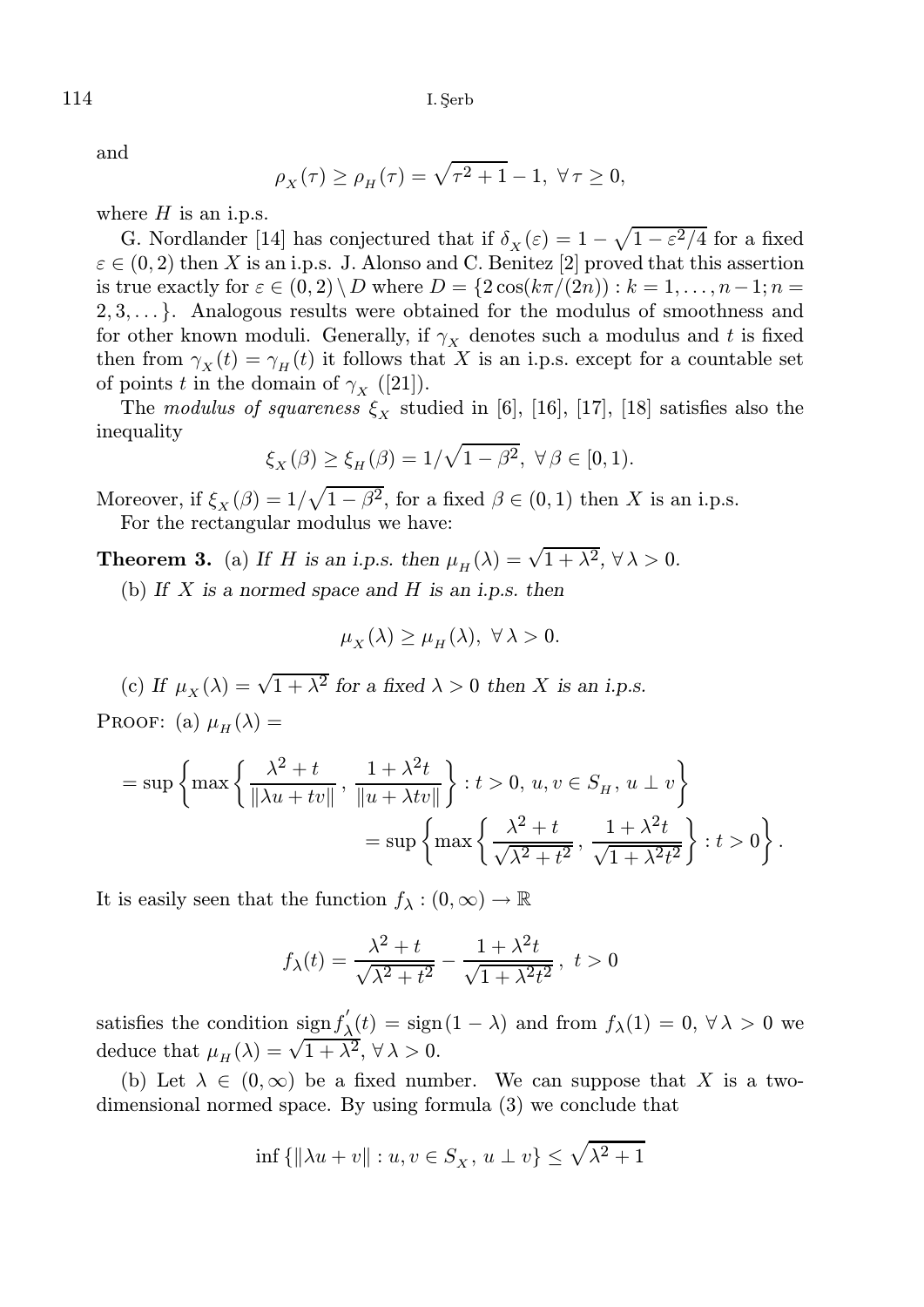and

$$\rho_X(\tau) \geq \rho_H(\tau) = \sqrt{\tau^2+1} - 1, \ \forall\, \tau \geq 0,$$

where $H$ is an i.p.s.

G. Nordlander [14] has conjectured that if $\delta_X(\varepsilon) = 1 - \sqrt{1-\varepsilon^2/4}$ for a fixed $\varepsilon \in (0,2)$ then $X$ is an i.p.s. J. Alonso and C. Benitez [2] proved that this assertion is true exactly for $\varepsilon \in (0,2) \setminus D$ where $D = \{2\cos(k\pi/(2n)) : k = 1, \ldots, n-1; n = 2, 3, \ldots\}$. Analogous results were obtained for the modulus of smoothness and for other known moduli. Generally, if $\gamma_X$ denotes such a modulus and $t$ is fixed then from $\gamma_X(t) = \gamma_H(t)$ it follows that $X$ is an i.p.s. except for a countable set of points $t$ in the domain of $\gamma_X$ ([21]).

The *modulus of squareness* $\xi_X$ studied in [6], [16], [17], [18] satisfies also the inequality

$$\xi_X(\beta) \geq \xi_H(\beta) = 1/\sqrt{1-\beta^2}, \ \forall\, \beta \in [0,1).$$

Moreover, if $\xi_X(\beta) = 1/\sqrt{1-\beta^2}$, for a fixed $\beta \in (0,1)$ then $X$ is an i.p.s.

For the rectangular modulus we have:

**Theorem 3.** (a) *If $H$ is an i.p.s. then $\mu_H(\lambda) = \sqrt{1+\lambda^2}$, $\forall\, \lambda > 0$.*

(b) *If $X$ is a normed space and $H$ is an i.p.s. then*

$$\mu_X(\lambda) \geq \mu_H(\lambda), \ \forall\, \lambda > 0.$$

(c) *If $\mu_X(\lambda) = \sqrt{1+\lambda^2}$ for a fixed $\lambda > 0$ then $X$ is an i.p.s.*

Proof: (a) $\mu_H(\lambda) =$

$$= \sup\left\{\max\left\{\frac{\lambda^2+t}{\|\lambda u + tv\|}\,,\ \frac{1+\lambda^2 t}{\|u+\lambda t v\|}\right\} : t > 0,\ u, v \in S_H,\ u \perp v\right\}$$

$$= \sup\left\{\max\left\{\frac{\lambda^2+t}{\sqrt{\lambda^2+t^2}}\,,\ \frac{1+\lambda^2 t}{\sqrt{1+\lambda^2 t^2}}\right\} : t > 0\right\}.$$

It is easily seen that the function $f_\lambda : (0,\infty) \to \mathbb{R}$

$$f_\lambda(t) = \frac{\lambda^2+t}{\sqrt{\lambda^2+t^2}} - \frac{1+\lambda^2 t}{\sqrt{1+\lambda^2 t^2}}\,,\ t > 0$$

satisfies the condition $\operatorname{sign} f_\lambda^{'}(t) = \operatorname{sign}(1-\lambda)$ and from $f_\lambda(1) = 0$, $\forall\, \lambda > 0$ we deduce that $\mu_H(\lambda) = \sqrt{1+\lambda^2}$, $\forall\, \lambda > 0$.

(b) Let $\lambda \in (0,\infty)$ be a fixed number. We can suppose that $X$ is a two-dimensional normed space. By using formula (3) we conclude that

$$\inf\{\|\lambda u + v\| : u, v \in S_X,\ u \perp v\} \leq \sqrt{\lambda^2+1}$$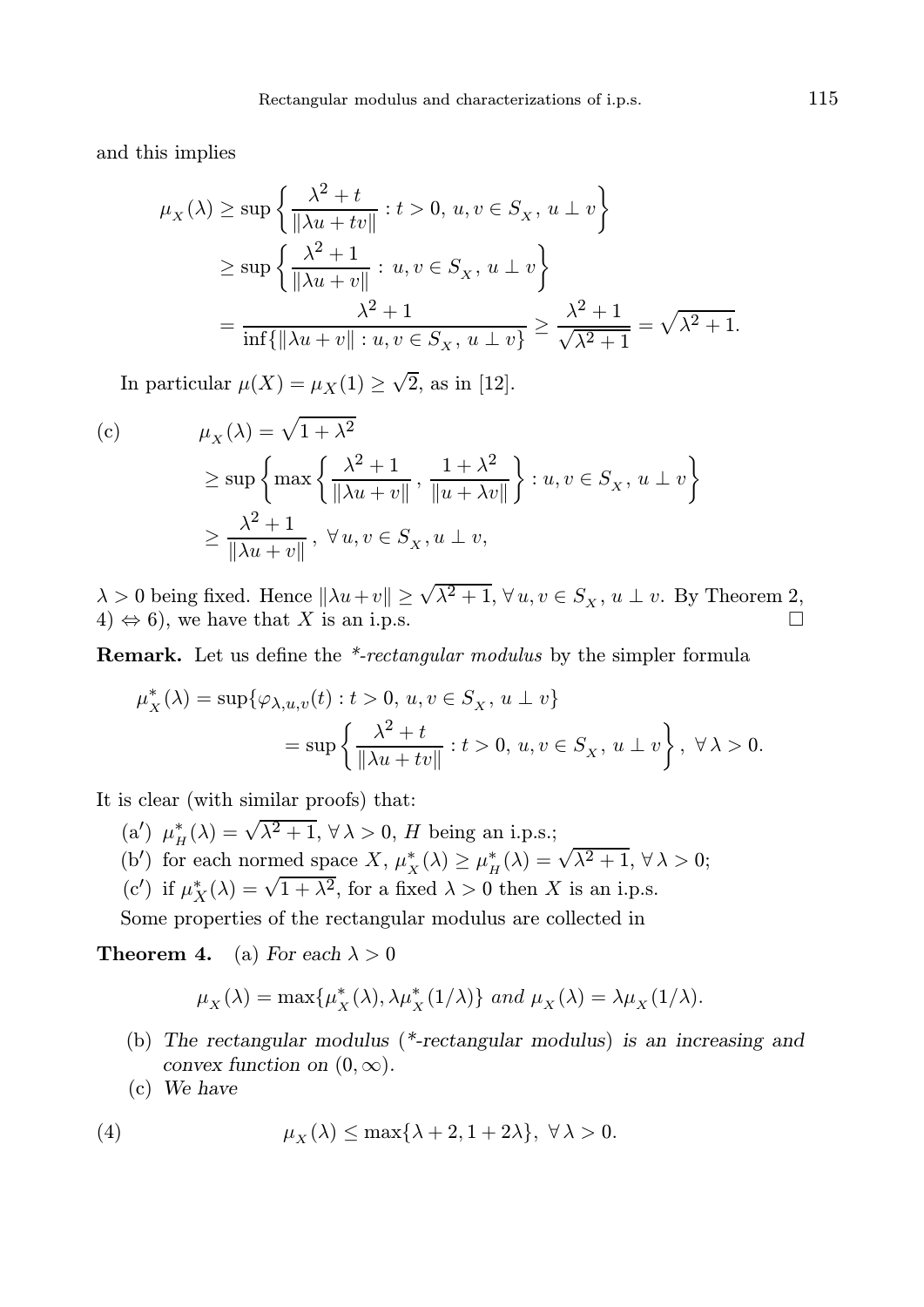and this implies

$$
\begin{aligned}
\mu_X(\lambda) &\geq \sup\left\{ \frac{\lambda^2 + t}{\|\lambda u + tv\|} : t > 0,\, u, v \in S_X,\, u \perp v \right\} \\
&\geq \sup\left\{ \frac{\lambda^2 + 1}{\|\lambda u + v\|} : u, v \in S_X,\, u \perp v \right\} \\
&= \frac{\lambda^2 + 1}{\inf\{\|\lambda u + v\| : u, v \in S_X,\, u \perp v\}} \geq \frac{\lambda^2 + 1}{\sqrt{\lambda^2 + 1}} = \sqrt{\lambda^2 + 1}.
\end{aligned}
$$

In particular $\mu(X) = \mu_X(1) \geq \sqrt{2}$, as in [12].

(c)

$$
\begin{aligned}
\mu_X(\lambda) &= \sqrt{1 + \lambda^2} \\
&\geq \sup\left\{ \max\left\{ \frac{\lambda^2 + 1}{\|\lambda u + v\|},\, \frac{1 + \lambda^2}{\|u + \lambda v\|} \right\} : u, v \in S_X,\, u \perp v \right\} \\
&\geq \frac{\lambda^2 + 1}{\|\lambda u + v\|},\ \forall\, u, v \in S_X, u \perp v,
\end{aligned}
$$

$\lambda > 0$ being fixed. Hence $\|\lambda u + v\| \geq \sqrt{\lambda^2 + 1}$, $\forall\, u, v \in S_X$, $u \perp v$. By Theorem 2, 4) $\Leftrightarrow$ 6), we have that $X$ is an i.p.s. $\square$

**Remark.** Let us define the *\*-rectangular modulus* by the simpler formula

$$
\begin{aligned}
\mu_X^*(\lambda) &= \sup\{\varphi_{\lambda,u,v}(t) : t > 0,\, u, v \in S_X,\, u \perp v\} \\
&= \sup\left\{ \frac{\lambda^2 + t}{\|\lambda u + tv\|} : t > 0,\, u, v \in S_X,\, u \perp v \right\},\ \forall\, \lambda > 0.
\end{aligned}
$$

It is clear (with similar proofs) that:

(a′) $\mu_H^*(\lambda) = \sqrt{\lambda^2 + 1}$, $\forall\, \lambda > 0$, $H$ being an i.p.s.;

(b′) for each normed space $X$, $\mu_X^*(\lambda) \geq \mu_H^*(\lambda) = \sqrt{\lambda^2 + 1}$, $\forall\, \lambda > 0$;

(c′) if $\mu_X^*(\lambda) = \sqrt{1 + \lambda^2}$, for a fixed $\lambda > 0$ then $X$ is an i.p.s.

Some properties of the rectangular modulus are collected in

**Theorem 4.** (a) *For each* $\lambda > 0$

$$
\mu_X(\lambda) = \max\{\mu_X^*(\lambda), \lambda\mu_X^*(1/\lambda)\} \text{ and } \mu_X(\lambda) = \lambda\mu_X(1/\lambda).
$$

(b) *The rectangular modulus (\*-rectangular modulus) is an increasing and convex function on* $(0, \infty)$.

(c) *We have*

$$
\mu_X(\lambda) \leq \max\{\lambda + 2, 1 + 2\lambda\},\ \forall\, \lambda > 0. \tag{4}
$$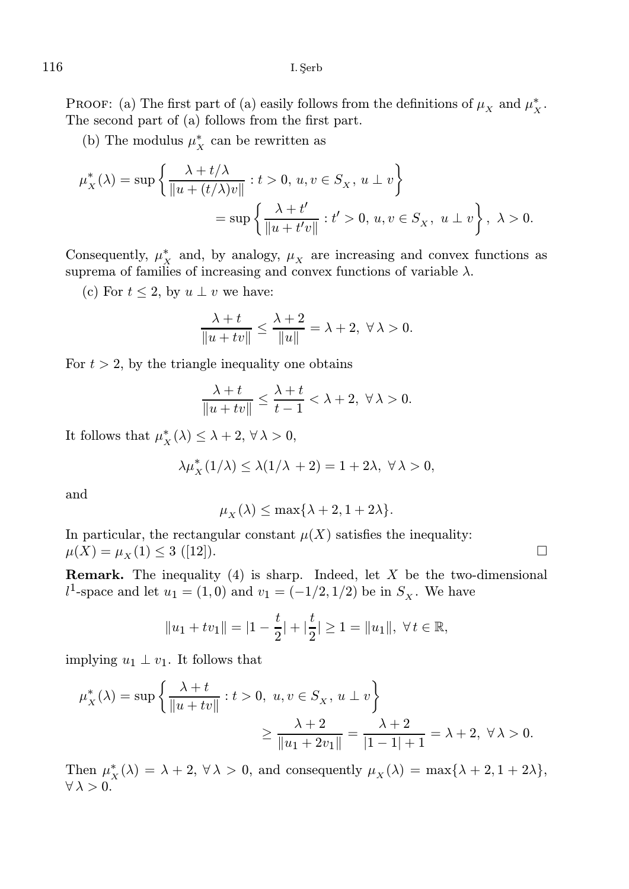PROOF: (a) The first part of (a) easily follows from the definitions of $\mu_X$ and $\mu_X^*$. The second part of (a) follows from the first part.

(b) The modulus $\mu_X^*$ can be rewritten as

$$\mu_X^*(\lambda) = \sup\left\{\frac{\lambda + t/\lambda}{\|u + (t/\lambda)v\|} : t > 0,\, u, v \in S_X,\, u \perp v\right\}$$
$$= \sup\left\{\frac{\lambda + t'}{\|u + t'v\|} : t' > 0,\, u, v \in S_X,\ u \perp v\right\},\ \lambda > 0.$$

Consequently, $\mu_X^*$ and, by analogy, $\mu_X$ are increasing and convex functions as suprema of families of increasing and convex functions of variable $\lambda$.

(c) For $t \leq 2$, by $u \perp v$ we have:

$$\frac{\lambda + t}{\|u + tv\|} \leq \frac{\lambda + 2}{\|u\|} = \lambda + 2,\ \forall\, \lambda > 0.$$

For $t > 2$, by the triangle inequality one obtains

$$\frac{\lambda + t}{\|u + tv\|} \leq \frac{\lambda + t}{t - 1} < \lambda + 2,\ \forall\, \lambda > 0.$$

It follows that $\mu_X^*(\lambda) \leq \lambda + 2$, $\forall\, \lambda > 0$,

$$\lambda \mu_X^*(1/\lambda) \leq \lambda(1/\lambda + 2) = 1 + 2\lambda,\ \forall\, \lambda > 0,$$

and

$$\mu_X(\lambda) \leq \max\{\lambda + 2, 1 + 2\lambda\}.$$

In particular, the rectangular constant $\mu(X)$ satisfies the inequality: $\mu(X) = \mu_X(1) \leq 3$ ([12]). □

**Remark.** The inequality (4) is sharp. Indeed, let $X$ be the two-dimensional $l^1$-space and let $u_1 = (1, 0)$ and $v_1 = (-1/2, 1/2)$ be in $S_X$. We have

$$\|u_1 + tv_1\| = |1 - \frac{t}{2}| + |\frac{t}{2}| \geq 1 = \|u_1\|,\ \forall\, t \in \mathbb{R},$$

implying $u_1 \perp v_1$. It follows that

$$\mu_X^*(\lambda) = \sup\left\{\frac{\lambda + t}{\|u + tv\|} : t > 0,\ u, v \in S_X,\, u \perp v\right\}$$
$$\geq \frac{\lambda + 2}{\|u_1 + 2v_1\|} = \frac{\lambda + 2}{|1 - 1| + 1} = \lambda + 2,\ \forall\, \lambda > 0.$$

Then $\mu_X^*(\lambda) = \lambda + 2$, $\forall\, \lambda > 0$, and consequently $\mu_X(\lambda) = \max\{\lambda + 2, 1 + 2\lambda\}$, $\forall\, \lambda > 0$.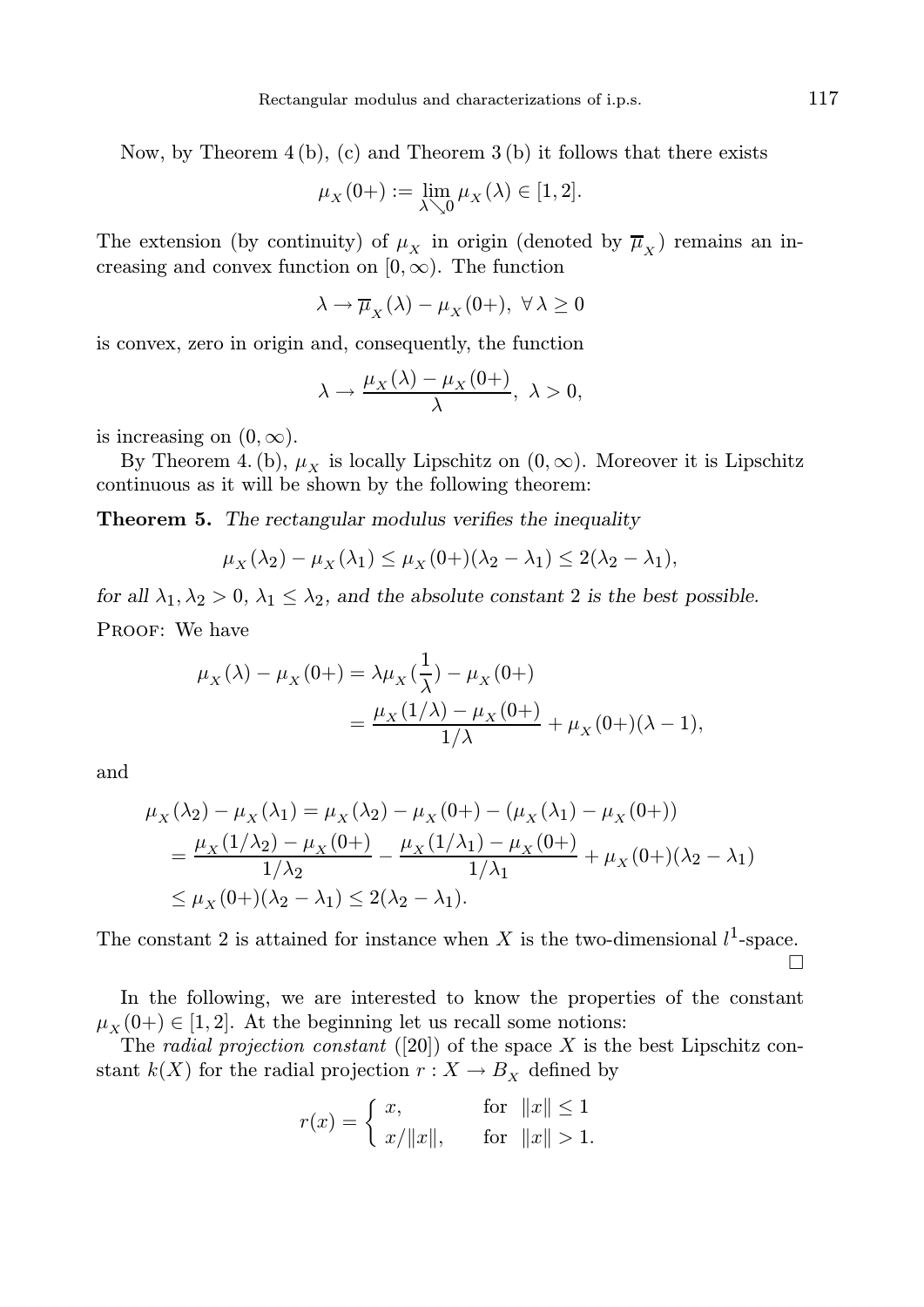Now, by Theorem 4 (b), (c) and Theorem 3 (b) it follows that there exists

$$\mu_X(0+) := \lim_{\lambda \searrow 0} \mu_X(\lambda) \in [1, 2].$$

The extension (by continuity) of $\mu_X$ in origin (denoted by $\overline{\mu}_X$) remains an increasing and convex function on $[0, \infty)$. The function

$$\lambda \to \overline{\mu}_X(\lambda) - \mu_X(0+), \ \forall \, \lambda \geq 0$$

is convex, zero in origin and, consequently, the function

$$\lambda \to \frac{\mu_X(\lambda) - \mu_X(0+)}{\lambda}, \ \lambda > 0,$$

is increasing on $(0, \infty)$.

By Theorem 4. (b), $\mu_X$ is locally Lipschitz on $(0, \infty)$. Moreover it is Lipschitz continuous as it will be shown by the following theorem:

**Theorem 5.** *The rectangular modulus verifies the inequality*

$$\mu_X(\lambda_2) - \mu_X(\lambda_1) \leq \mu_X(0+)(\lambda_2 - \lambda_1) \leq 2(\lambda_2 - \lambda_1),$$

*for all $\lambda_1, \lambda_2 > 0$, $\lambda_1 \leq \lambda_2$, and the absolute constant 2 is the best possible.*

Proof: We have

$$\begin{aligned}
\mu_X(\lambda) - \mu_X(0+) &= \lambda \mu_X(\frac{1}{\lambda}) - \mu_X(0+) \\
&= \frac{\mu_X(1/\lambda) - \mu_X(0+)}{1/\lambda} + \mu_X(0+)(\lambda - 1),
\end{aligned}$$

and

$$\begin{aligned}
\mu_X(\lambda_2) - \mu_X(\lambda_1) &= \mu_X(\lambda_2) - \mu_X(0+) - (\mu_X(\lambda_1) - \mu_X(0+)) \\
&= \frac{\mu_X(1/\lambda_2) - \mu_X(0+)}{1/\lambda_2} - \frac{\mu_X(1/\lambda_1) - \mu_X(0+)}{1/\lambda_1} + \mu_X(0+)(\lambda_2 - \lambda_1) \\
&\leq \mu_X(0+)(\lambda_2 - \lambda_1) \leq 2(\lambda_2 - \lambda_1).
\end{aligned}$$

The constant 2 is attained for instance when $X$ is the two-dimensional $l^1$-space. $\square$

In the following, we are interested to know the properties of the constant $\mu_X(0+) \in [1, 2]$. At the beginning let us recall some notions:

The *radial projection constant* ([20]) of the space $X$ is the best Lipschitz constant $k(X)$ for the radial projection $r : X \to B_X$ defined by

$$r(x) = \begin{cases} x, & \text{for } \ \|x\| \leq 1 \\ x/\|x\|, & \text{for } \ \|x\| > 1. \end{cases}$$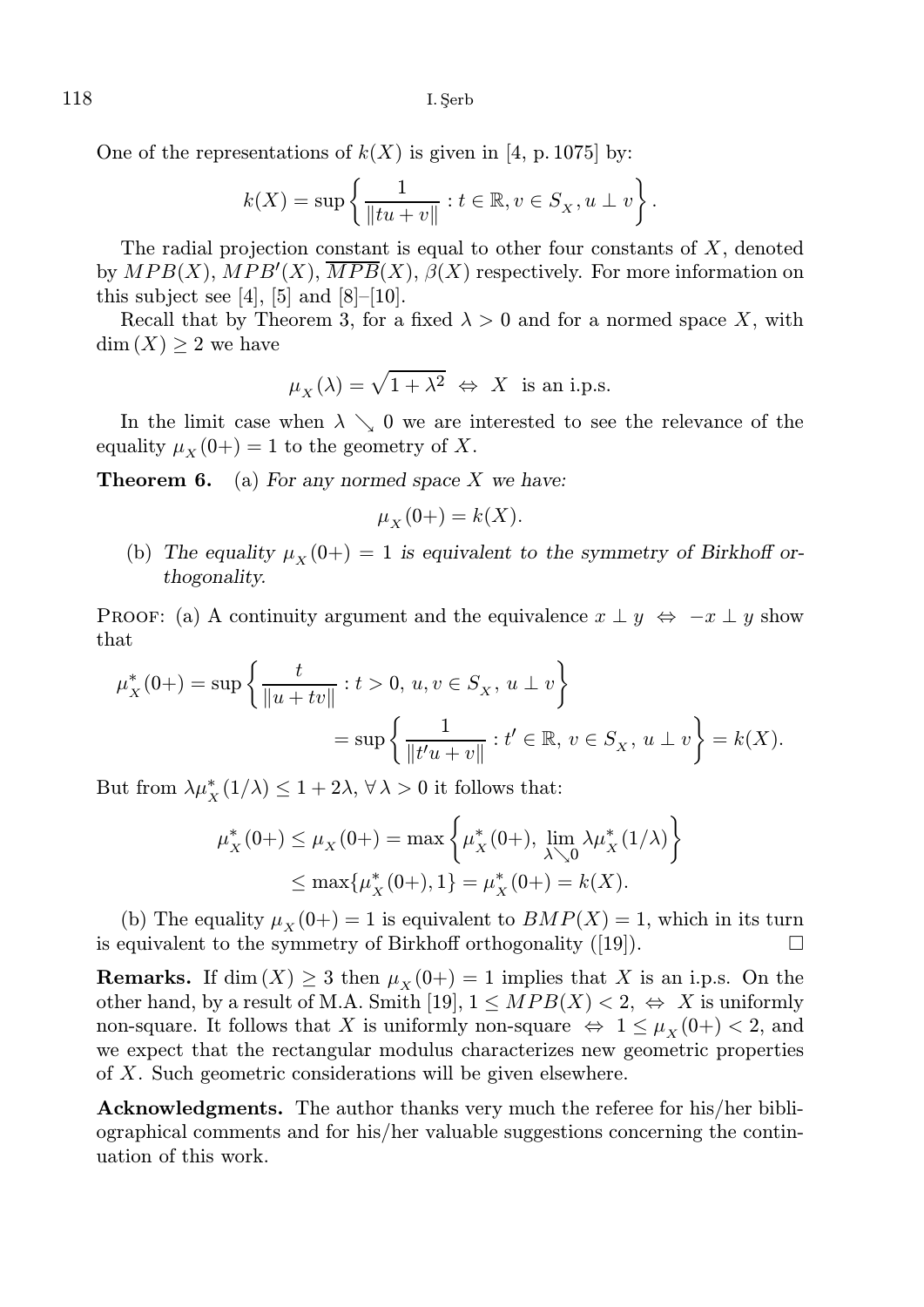One of the representations of $k(X)$ is given in [4, p. 1075] by:

$$k(X) = \sup \left\{ \frac{1}{\|tu + v\|} : t \in \mathbb{R}, v \in S_X, u \perp v \right\}.$$

The radial projection constant is equal to other four constants of $X$, denoted by $MPB(X)$, $MPB'(X)$, $\overline{MPB}(X)$, $\beta(X)$ respectively. For more information on this subject see [4], [5] and [8]–[10].

Recall that by Theorem 3, for a fixed $\lambda > 0$ and for a normed space $X$, with $\dim(X) \geq 2$ we have

$$\mu_X(\lambda) = \sqrt{1 + \lambda^2} \ \Leftrightarrow \ X \ \text{ is an i.p.s.}$$

In the limit case when $\lambda \searrow 0$ we are interested to see the relevance of the equality $\mu_X(0+) = 1$ to the geometry of $X$.

**Theorem 6.** (a) *For any normed space $X$ we have:*

$$\mu_X(0+) = k(X).$$

(b) *The equality $\mu_X(0+) = 1$ is equivalent to the symmetry of Birkhoff orthogonality.*

Proof: (a) A continuity argument and the equivalence $x \perp y \ \Leftrightarrow \ -x \perp y$ show that

$$\begin{aligned} \mu_X^*(0+) &= \sup \left\{ \frac{t}{\|u + tv\|} : t > 0,\, u, v \in S_X,\, u \perp v \right\} \\ &= \sup \left\{ \frac{1}{\|t'u + v\|} : t' \in \mathbb{R},\, v \in S_X,\, u \perp v \right\} = k(X). \end{aligned}$$

But from $\lambda \mu_X^*(1/\lambda) \leq 1 + 2\lambda$, $\forall\, \lambda > 0$ it follows that:

$$\begin{aligned} \mu_X^*(0+) \leq \mu_X(0+) &= \max \left\{ \mu_X^*(0+),\ \lim_{\lambda \searrow 0} \lambda \mu_X^*(1/\lambda) \right\} \\ &\leq \max\{\mu_X^*(0+), 1\} = \mu_X^*(0+) = k(X). \end{aligned}$$

(b) The equality $\mu_X(0+) = 1$ is equivalent to $BMP(X) = 1$, which in its turn is equivalent to the symmetry of Birkhoff orthogonality ([19]). $\square$

**Remarks.** If $\dim(X) \geq 3$ then $\mu_X(0+) = 1$ implies that $X$ is an i.p.s. On the other hand, by a result of M.A. Smith [19], $1 \leq MPB(X) < 2$, $\Leftrightarrow$ $X$ is uniformly non-square. It follows that $X$ is uniformly non-square $\Leftrightarrow$ $1 \leq \mu_X(0+) < 2$, and we expect that the rectangular modulus characterizes new geometric properties of $X$. Such geometric considerations will be given elsewhere.

**Acknowledgments.** The author thanks very much the referee for his/her bibliographical comments and for his/her valuable suggestions concerning the continuation of this work.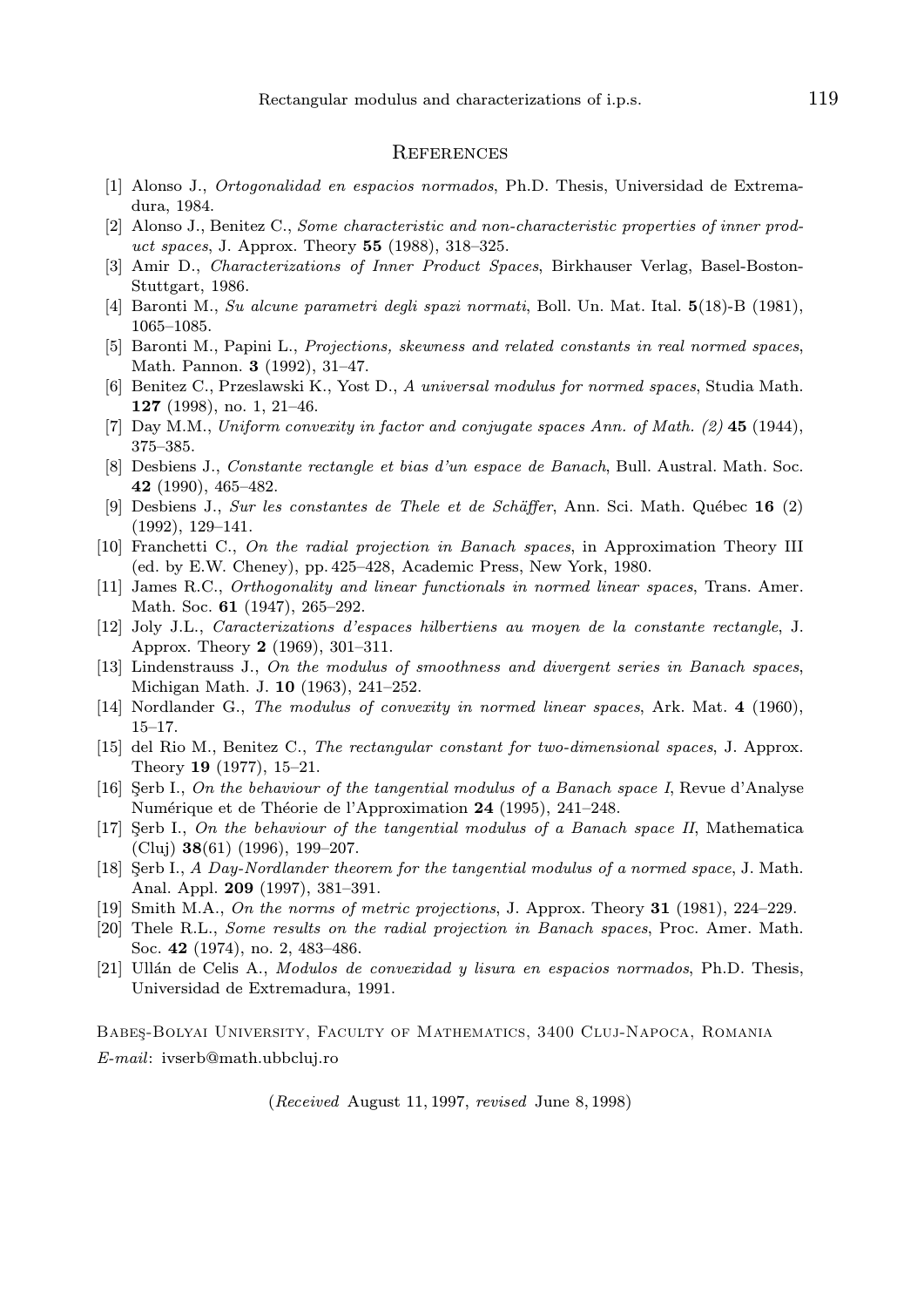## References

[1] Alonso J., *Ortogonalidad en espacios normados*, Ph.D. Thesis, Universidad de Extremadura, 1984.

[2] Alonso J., Benitez C., *Some characteristic and non-characteristic properties of inner product spaces*, J. Approx. Theory **55** (1988), 318–325.

[3] Amir D., *Characterizations of Inner Product Spaces*, Birkhauser Verlag, Basel-Boston-Stuttgart, 1986.

[4] Baronti M., *Su alcune parametri degli spazi normati*, Boll. Un. Mat. Ital. **5**(18)-B (1981), 1065–1085.

[5] Baronti M., Papini L., *Projections, skewness and related constants in real normed spaces*, Math. Pannon. **3** (1992), 31–47.

[6] Benitez C., Przeslawski K., Yost D., *A universal modulus for normed spaces*, Studia Math. **127** (1998), no. 1, 21–46.

[7] Day M.M., *Uniform convexity in factor and conjugate spaces Ann. of Math. (2)* **45** (1944), 375–385.

[8] Desbiens J., *Constante rectangle et bias d'un espace de Banach*, Bull. Austral. Math. Soc. **42** (1990), 465–482.

[9] Desbiens J., *Sur les constantes de Thele et de Schäffer*, Ann. Sci. Math. Québec **16** (2) (1992), 129–141.

[10] Franchetti C., *On the radial projection in Banach spaces*, in Approximation Theory III (ed. by E.W. Cheney), pp. 425–428, Academic Press, New York, 1980.

[11] James R.C., *Orthogonality and linear functionals in normed linear spaces*, Trans. Amer. Math. Soc. **61** (1947), 265–292.

[12] Joly J.L., *Caracterizations d'espaces hilbertiens au moyen de la constante rectangle*, J. Approx. Theory **2** (1969), 301–311.

[13] Lindenstrauss J., *On the modulus of smoothness and divergent series in Banach spaces*, Michigan Math. J. **10** (1963), 241–252.

[14] Nordlander G., *The modulus of convexity in normed linear spaces*, Ark. Mat. **4** (1960), 15–17.

[15] del Rio M., Benitez C., *The rectangular constant for two-dimensional spaces*, J. Approx. Theory **19** (1977), 15–21.

[16] Şerb I., *On the behaviour of the tangential modulus of a Banach space I*, Revue d'Analyse Numérique et de Théorie de l'Approximation **24** (1995), 241–248.

[17] Şerb I., *On the behaviour of the tangential modulus of a Banach space II*, Mathematica (Cluj) **38**(61) (1996), 199–207.

[18] Şerb I., *A Day-Nordlander theorem for the tangential modulus of a normed space*, J. Math. Anal. Appl. **209** (1997), 381–391.

[19] Smith M.A., *On the norms of metric projections*, J. Approx. Theory **31** (1981), 224–229.

[20] Thele R.L., *Some results on the radial projection in Banach spaces*, Proc. Amer. Math. Soc. **42** (1974), no. 2, 483–486.

[21] Ullán de Celis A., *Modulos de convexidad y lisura en espacios normados*, Ph.D. Thesis, Universidad de Extremadura, 1991.

Babeş-Bolyai University, Faculty of Mathematics, 3400 Cluj-Napoca, Romania

*E-mail*: ivserb@math.ubbcluj.ro

(*Received* August 11, 1997, *revised* June 8, 1998)